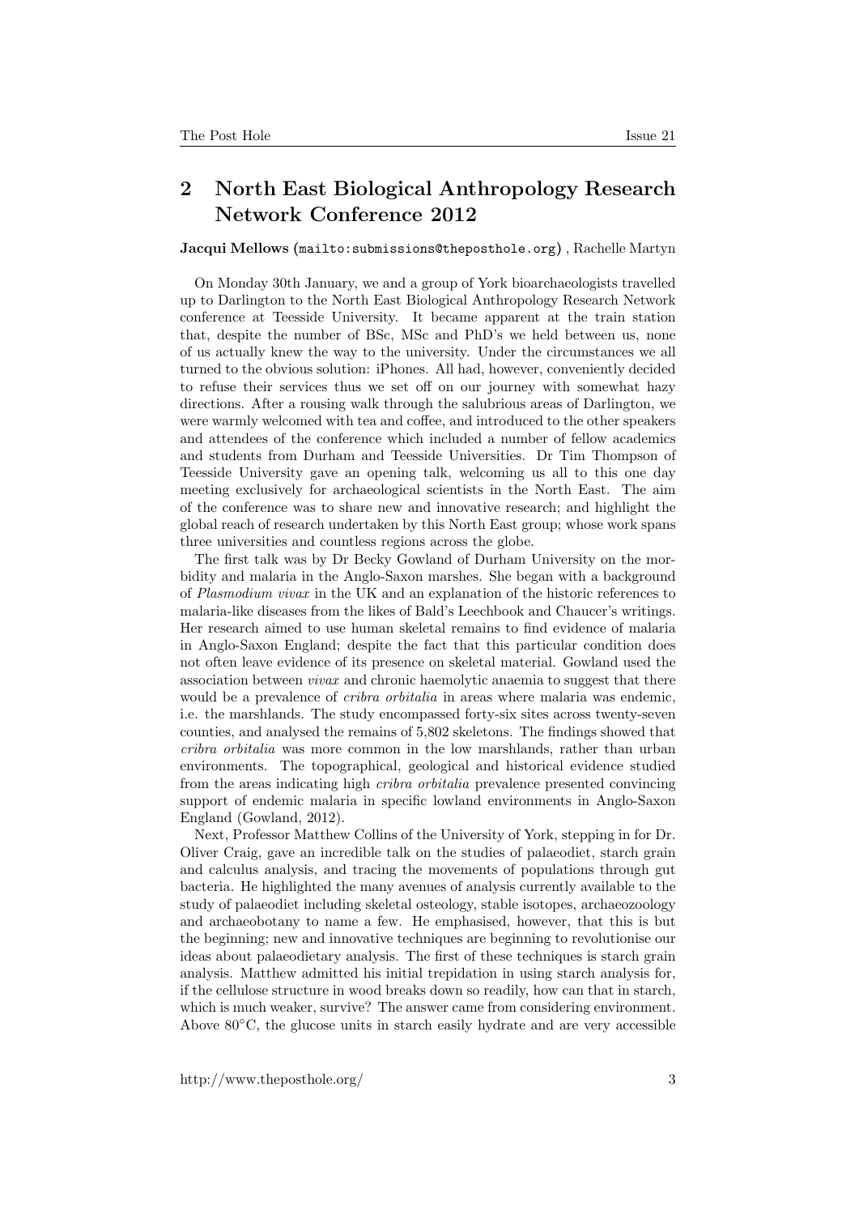## 2 North East Biological Anthropology Research Network Conference 2012

**Jacqui Mellows** (mailto:submissions@theposthole.org) , Rachelle Martyn

On Monday 30th January, we and a group of York bioarchaeologists travelled up to Darlington to the North East Biological Anthropology Research Network conference at Teesside University. It became apparent at the train station that, despite the number of BSc, MSc and PhD's we held between us, none of us actually knew the way to the university. Under the circumstances we all turned to the obvious solution: iPhones. All had, however, conveniently decided to refuse their services thus we set off on our journey with somewhat hazy directions. After a rousing walk through the salubrious areas of Darlington, we were warmly welcomed with tea and coffee, and introduced to the other speakers and attendees of the conference which included a number of fellow academics and students from Durham and Teesside Universities. Dr Tim Thompson of Teesside University gave an opening talk, welcoming us all to this one day meeting exclusively for archaeological scientists in the North East. The aim of the conference was to share new and innovative research; and highlight the global reach of research undertaken by this North East group; whose work spans three universities and countless regions across the globe.

The first talk was by Dr Becky Gowland of Durham University on the morbidity and malaria in the Anglo-Saxon marshes. She began with a background of *Plasmodium vivax* in the UK and an explanation of the historic references to malaria-like diseases from the likes of Bald's Leechbook and Chaucer's writings. Her research aimed to use human skeletal remains to find evidence of malaria in Anglo-Saxon England; despite the fact that this particular condition does not often leave evidence of its presence on skeletal material. Gowland used the association between *vivax* and chronic haemolytic anaemia to suggest that there would be a prevalence of *cribra orbitalia* in areas where malaria was endemic, i.e. the marshlands. The study encompassed forty-six sites across twenty-seven counties, and analysed the remains of 5,802 skeletons. The findings showed that *cribra orbitalia* was more common in the low marshlands, rather than urban environments. The topographical, geological and historical evidence studied from the areas indicating high *cribra orbitalia* prevalence presented convincing support of endemic malaria in specific lowland environments in Anglo-Saxon England (Gowland, 2012).

Next, Professor Matthew Collins of the University of York, stepping in for Dr. Oliver Craig, gave an incredible talk on the studies of palaeodiet, starch grain and calculus analysis, and tracing the movements of populations through gut bacteria. He highlighted the many avenues of analysis currently available to the study of palaeodiet including skeletal osteology, stable isotopes, archaeozoology and archaeobotany to name a few. He emphasised, however, that this is but the beginning; new and innovative techniques are beginning to revolutionise our ideas about palaeodietary analysis. The first of these techniques is starch grain analysis. Matthew admitted his initial trepidation in using starch analysis for, if the cellulose structure in wood breaks down so readily, how can that in starch, which is much weaker, survive? The answer came from considering environment. Above 80°C, the glucose units in starch easily hydrate and are very accessible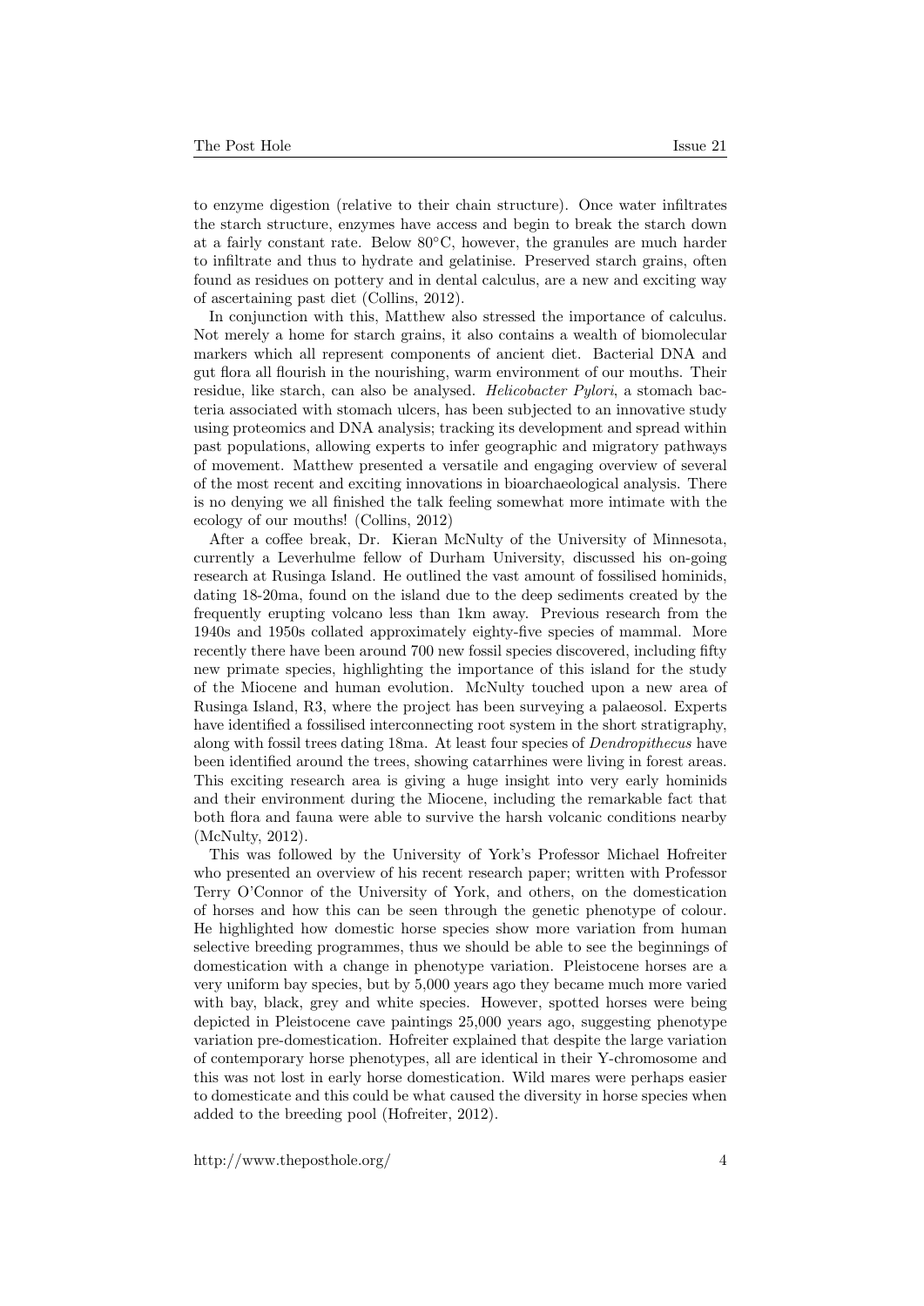to enzyme digestion (relative to their chain structure). Once water infiltrates the starch structure, enzymes have access and begin to break the starch down at a fairly constant rate. Below 80°C, however, the granules are much harder to infiltrate and thus to hydrate and gelatinise. Preserved starch grains, often found as residues on pottery and in dental calculus, are a new and exciting way of ascertaining past diet (Collins, 2012).

In conjunction with this, Matthew also stressed the importance of calculus. Not merely a home for starch grains, it also contains a wealth of biomolecular markers which all represent components of ancient diet. Bacterial DNA and gut flora all flourish in the nourishing, warm environment of our mouths. Their residue, like starch, can also be analysed. *Helicobacter Pylori*, a stomach bacteria associated with stomach ulcers, has been subjected to an innovative study using proteomics and DNA analysis; tracking its development and spread within past populations, allowing experts to infer geographic and migratory pathways of movement. Matthew presented a versatile and engaging overview of several of the most recent and exciting innovations in bioarchaeological analysis. There is no denying we all finished the talk feeling somewhat more intimate with the ecology of our mouths! (Collins, 2012)

After a coffee break, Dr. Kieran McNulty of the University of Minnesota, currently a Leverhulme fellow of Durham University, discussed his on-going research at Rusinga Island. He outlined the vast amount of fossilised hominids, dating 18-20ma, found on the island due to the deep sediments created by the frequently erupting volcano less than 1km away. Previous research from the 1940s and 1950s collated approximately eighty-five species of mammal. More recently there have been around 700 new fossil species discovered, including fifty new primate species, highlighting the importance of this island for the study of the Miocene and human evolution. McNulty touched upon a new area of Rusinga Island, R3, where the project has been surveying a palaeosol. Experts have identified a fossilised interconnecting root system in the short stratigraphy, along with fossil trees dating 18ma. At least four species of *Dendropithecus* have been identified around the trees, showing catarrhines were living in forest areas. This exciting research area is giving a huge insight into very early hominids and their environment during the Miocene, including the remarkable fact that both flora and fauna were able to survive the harsh volcanic conditions nearby (McNulty, 2012).

This was followed by the University of York's Professor Michael Hofreiter who presented an overview of his recent research paper; written with Professor Terry O'Connor of the University of York, and others, on the domestication of horses and how this can be seen through the genetic phenotype of colour. He highlighted how domestic horse species show more variation from human selective breeding programmes, thus we should be able to see the beginnings of domestication with a change in phenotype variation. Pleistocene horses are a very uniform bay species, but by 5,000 years ago they became much more varied with bay, black, grey and white species. However, spotted horses were being depicted in Pleistocene cave paintings 25,000 years ago, suggesting phenotype variation pre-domestication. Hofreiter explained that despite the large variation of contemporary horse phenotypes, all are identical in their Y-chromosome and this was not lost in early horse domestication. Wild mares were perhaps easier to domesticate and this could be what caused the diversity in horse species when added to the breeding pool (Hofreiter, 2012).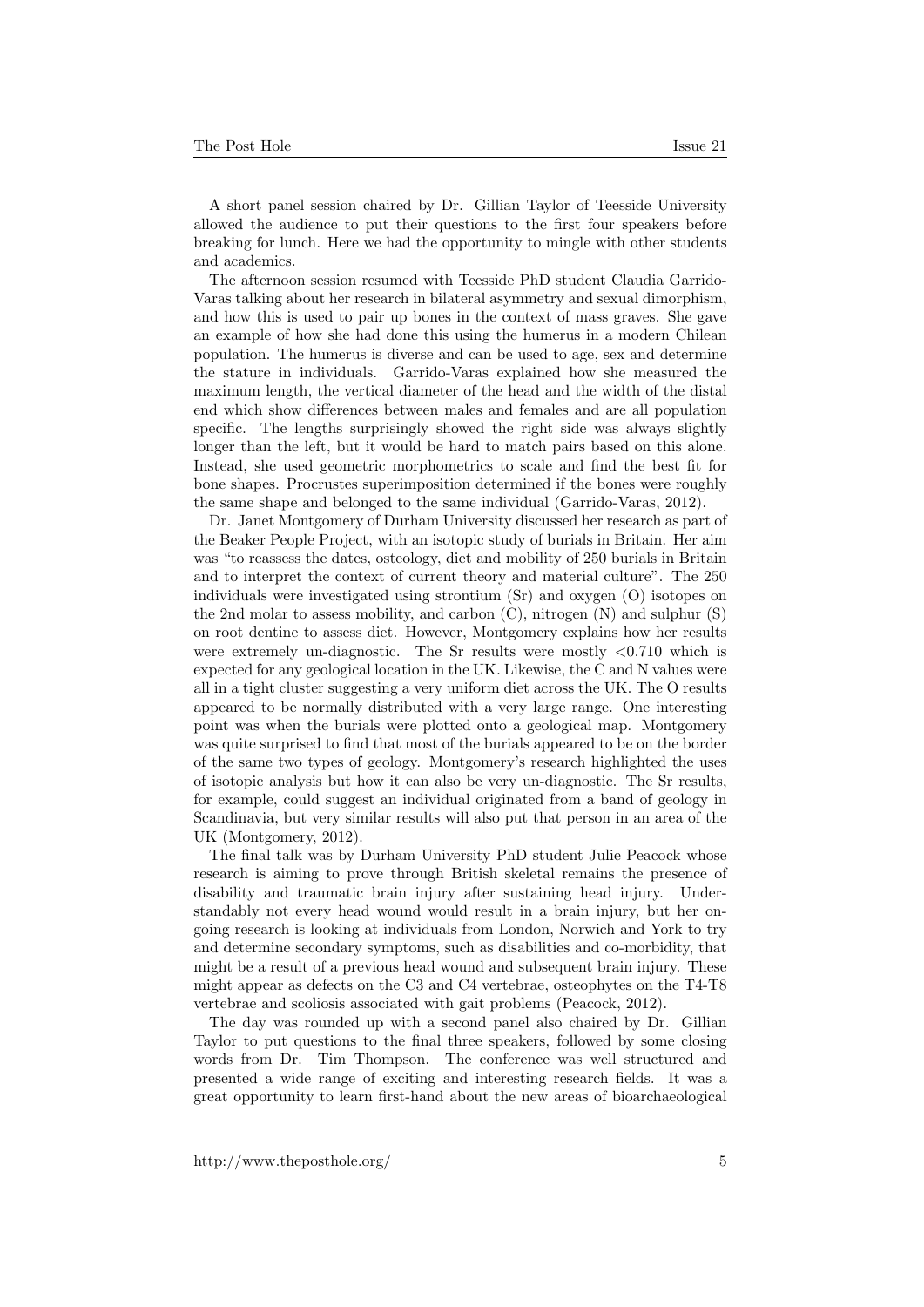A short panel session chaired by Dr. Gillian Taylor of Teesside University allowed the audience to put their questions to the first four speakers before breaking for lunch. Here we had the opportunity to mingle with other students and academics.

The afternoon session resumed with Teesside PhD student Claudia Garrido-Varas talking about her research in bilateral asymmetry and sexual dimorphism, and how this is used to pair up bones in the context of mass graves. She gave an example of how she had done this using the humerus in a modern Chilean population. The humerus is diverse and can be used to age, sex and determine the stature in individuals. Garrido-Varas explained how she measured the maximum length, the vertical diameter of the head and the width of the distal end which show differences between males and females and are all population specific. The lengths surprisingly showed the right side was always slightly longer than the left, but it would be hard to match pairs based on this alone. Instead, she used geometric morphometrics to scale and find the best fit for bone shapes. Procrustes superimposition determined if the bones were roughly the same shape and belonged to the same individual (Garrido-Varas, 2012).

Dr. Janet Montgomery of Durham University discussed her research as part of the Beaker People Project, with an isotopic study of burials in Britain. Her aim was "to reassess the dates, osteology, diet and mobility of 250 burials in Britain and to interpret the context of current theory and material culture". The 250 individuals were investigated using strontium (Sr) and oxygen (O) isotopes on the 2nd molar to assess mobility, and carbon (C), nitrogen (N) and sulphur (S) on root dentine to assess diet. However, Montgomery explains how her results were extremely un-diagnostic. The Sr results were mostly $<0.710$ which is expected for any geological location in the UK. Likewise, the C and N values were all in a tight cluster suggesting a very uniform diet across the UK. The O results appeared to be normally distributed with a very large range. One interesting point was when the burials were plotted onto a geological map. Montgomery was quite surprised to find that most of the burials appeared to be on the border of the same two types of geology. Montgomery's research highlighted the uses of isotopic analysis but how it can also be very un-diagnostic. The Sr results, for example, could suggest an individual originated from a band of geology in Scandinavia, but very similar results will also put that person in an area of the UK (Montgomery, 2012).

The final talk was by Durham University PhD student Julie Peacock whose research is aiming to prove through British skeletal remains the presence of disability and traumatic brain injury after sustaining head injury. Understandably not every head wound would result in a brain injury, but her ongoing research is looking at individuals from London, Norwich and York to try and determine secondary symptoms, such as disabilities and co-morbidity, that might be a result of a previous head wound and subsequent brain injury. These might appear as defects on the C3 and C4 vertebrae, osteophytes on the T4-T8 vertebrae and scoliosis associated with gait problems (Peacock, 2012).

The day was rounded up with a second panel also chaired by Dr. Gillian Taylor to put questions to the final three speakers, followed by some closing words from Dr. Tim Thompson. The conference was well structured and presented a wide range of exciting and interesting research fields. It was a great opportunity to learn first-hand about the new areas of bioarchaeological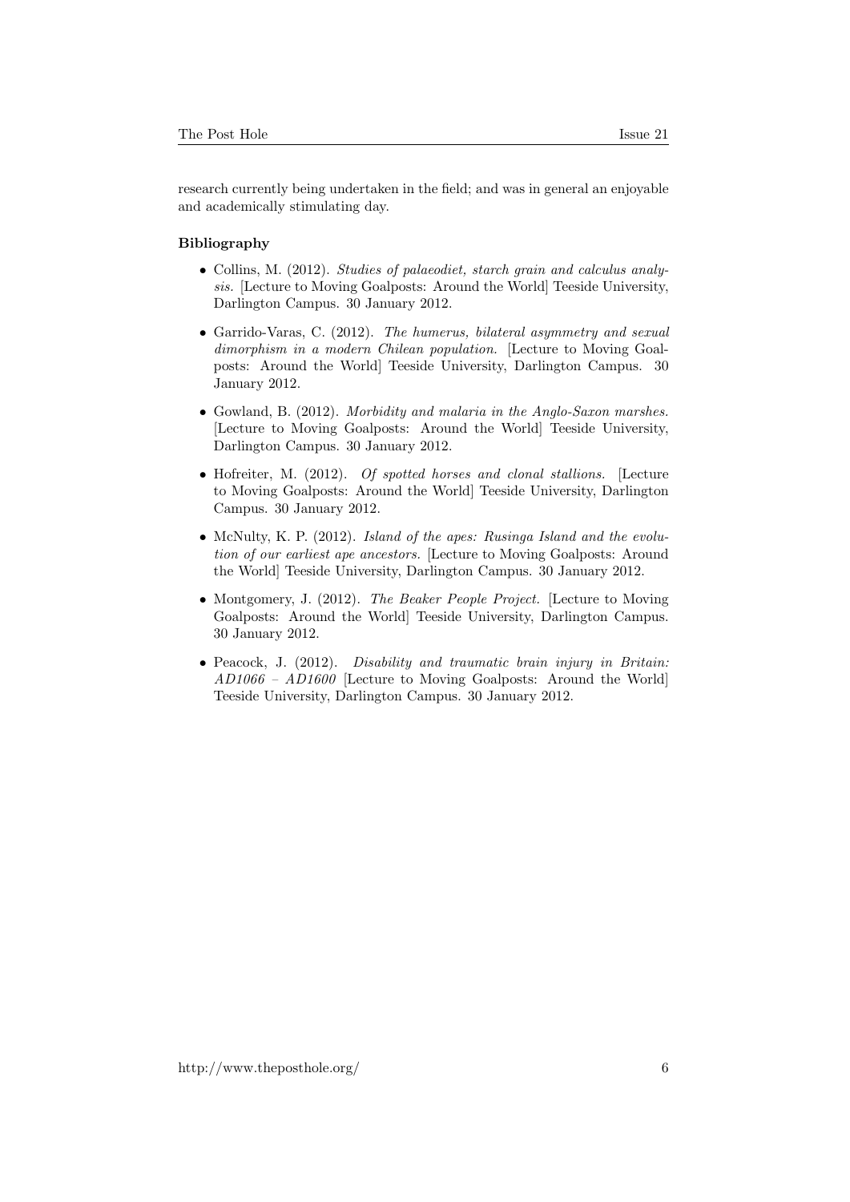research currently being undertaken in the field; and was in general an enjoyable and academically stimulating day.

**Bibliography**

- Collins, M. (2012). *Studies of palaeodiet, starch grain and calculus analysis.* [Lecture to Moving Goalposts: Around the World] Teeside University, Darlington Campus. 30 January 2012.
- Garrido-Varas, C. (2012). *The humerus, bilateral asymmetry and sexual dimorphism in a modern Chilean population.* [Lecture to Moving Goalposts: Around the World] Teeside University, Darlington Campus. 30 January 2012.
- Gowland, B. (2012). *Morbidity and malaria in the Anglo-Saxon marshes.* [Lecture to Moving Goalposts: Around the World] Teeside University, Darlington Campus. 30 January 2012.
- Hofreiter, M. (2012). *Of spotted horses and clonal stallions.* [Lecture to Moving Goalposts: Around the World] Teeside University, Darlington Campus. 30 January 2012.
- McNulty, K. P. (2012). *Island of the apes: Rusinga Island and the evolution of our earliest ape ancestors.* [Lecture to Moving Goalposts: Around the World] Teeside University, Darlington Campus. 30 January 2012.
- Montgomery, J. (2012). *The Beaker People Project.* [Lecture to Moving Goalposts: Around the World] Teeside University, Darlington Campus. 30 January 2012.
- Peacock, J. (2012). *Disability and traumatic brain injury in Britain: AD1066 – AD1600* [Lecture to Moving Goalposts: Around the World] Teeside University, Darlington Campus. 30 January 2012.